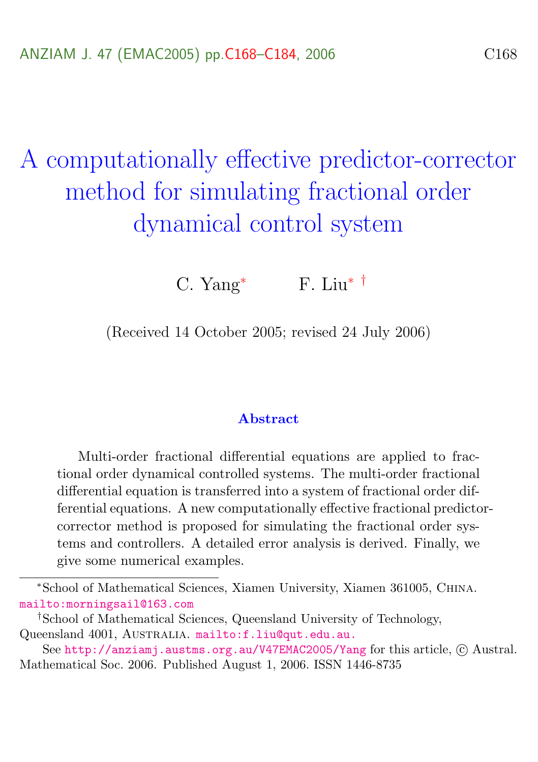# A computationally effective predictor-corrector method for simulating fractional order dynamical control system

C. Yang[*] F. Liu[*] [†]

(Received 14 October 2005; revised 24 July 2006)

## Abstract

Multi-order fractional differential equations are applied to fractional order dynamical controlled systems. The multi-order fractional differential equation is transferred into a system of fractional order differential equations. A new computationally effective fractional predictor-corrector method is proposed for simulating the fractional order systems and controllers. A detailed error analysis is derived. Finally, we give some numerical examples.

---

[*] School of Mathematical Sciences, Xiamen University, Xiamen 361005, China. mailto:morningsail@163.com

[†] School of Mathematical Sciences, Queensland University of Technology, Queensland 4001, Australia. mailto:f.liu@qut.edu.au.

See http://anziamj.austms.org.au/V47EMAC2005/Yang for this article, © Austral. Mathematical Soc. 2006. Published August 1, 2006. ISSN 1446-8735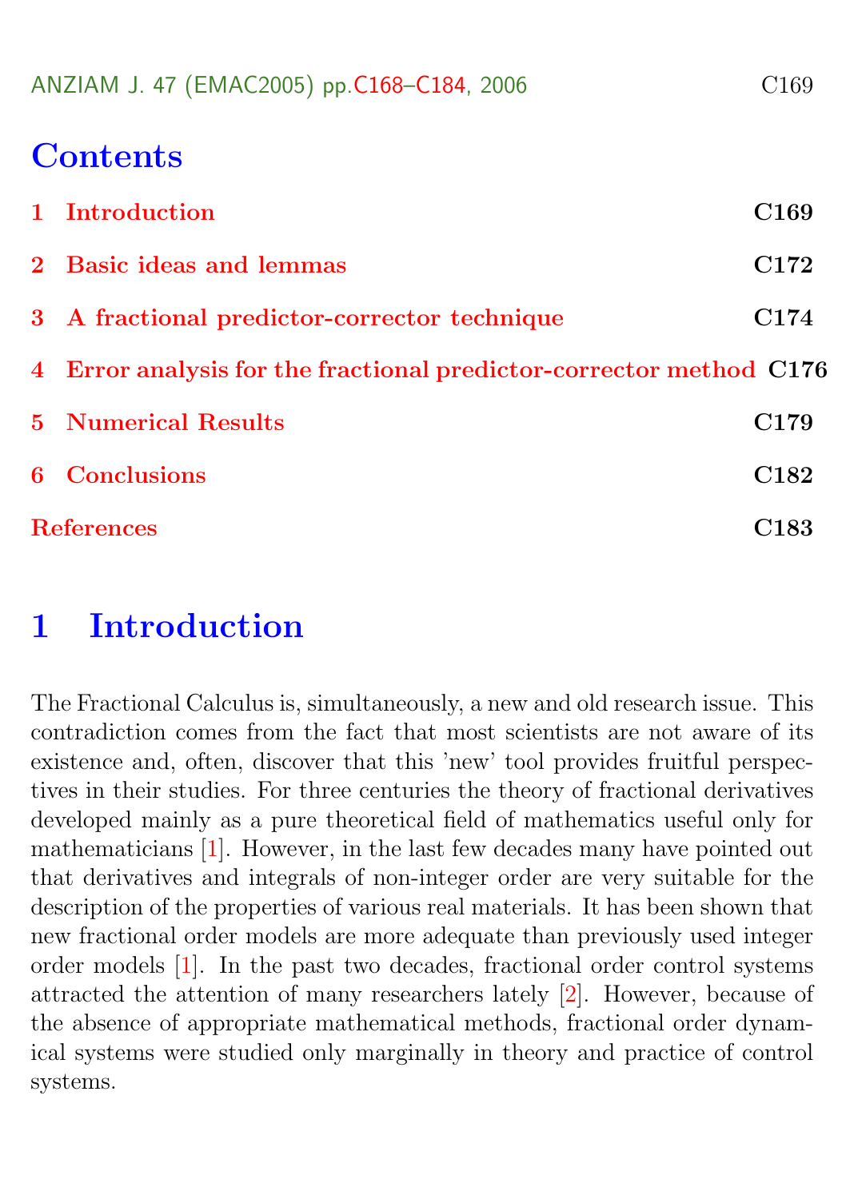# Contents

1 Introduction C169

2 Basic ideas and lemmas C172

3 A fractional predictor-corrector technique C174

4 Error analysis for the fractional predictor-corrector method C176

5 Numerical Results C179

6 Conclusions C182

References C183

# 1 Introduction

The Fractional Calculus is, simultaneously, a new and old research issue. This contradiction comes from the fact that most scientists are not aware of its existence and, often, discover that this 'new' tool provides fruitful perspectives in their studies. For three centuries the theory of fractional derivatives developed mainly as a pure theoretical field of mathematics useful only for mathematicians [1]. However, in the last few decades many have pointed out that derivatives and integrals of non-integer order are very suitable for the description of the properties of various real materials. It has been shown that new fractional order models are more adequate than previously used integer order models [1]. In the past two decades, fractional order control systems attracted the attention of many researchers lately [2]. However, because of the absence of appropriate mathematical methods, fractional order dynamical systems were studied only marginally in theory and practice of control systems.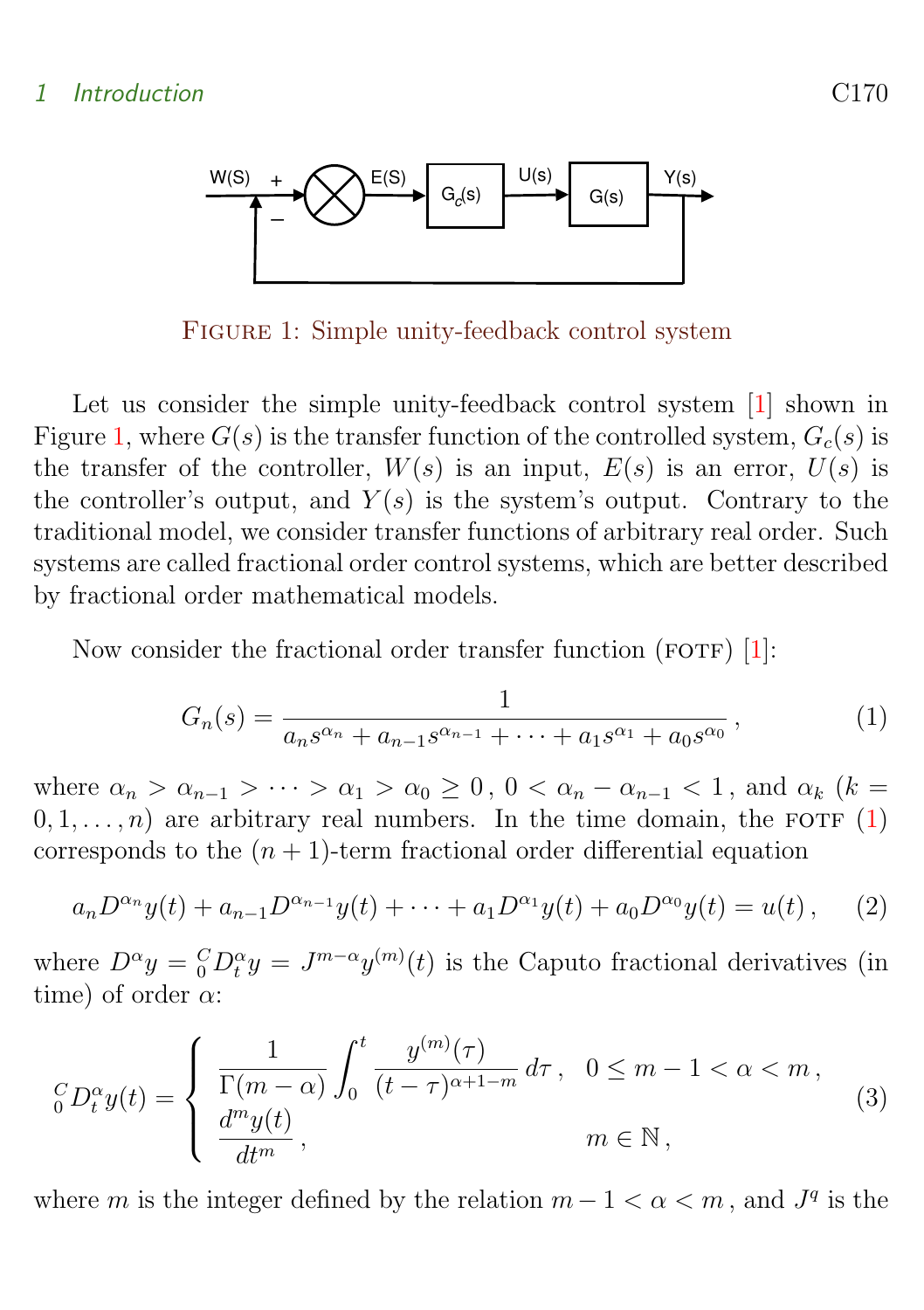FIGURE 1: Simple unity-feedback control system

Let us consider the simple unity-feedback control system [1] shown in Figure 1, where $G(s)$ is the transfer function of the controlled system, $G_c(s)$ is the transfer of the controller, $W(s)$ is an input, $E(s)$ is an error, $U(s)$ is the controller's output, and $Y(s)$ is the system's output. Contrary to the traditional model, we consider transfer functions of arbitrary real order. Such systems are called fractional order control systems, which are better described by fractional order mathematical models.

Now consider the fractional order transfer function (FOTF) [1]:

$$G_n(s) = \frac{1}{a_n s^{\alpha_n} + a_{n-1} s^{\alpha_{n-1}} + \cdots + a_1 s^{\alpha_1} + a_0 s^{\alpha_0}}\,, \tag{1}$$

where $\alpha_n > \alpha_{n-1} > \cdots > \alpha_1 > \alpha_0 \geq 0$, $0 < \alpha_n - \alpha_{n-1} < 1$, and $\alpha_k$ ($k = 0, 1, \ldots, n$) are arbitrary real numbers. In the time domain, the FOTF (1) corresponds to the $(n+1)$-term fractional order differential equation

$$a_n D^{\alpha_n} y(t) + a_{n-1} D^{\alpha_{n-1}} y(t) + \cdots + a_1 D^{\alpha_1} y(t) + a_0 D^{\alpha_0} y(t) = u(t)\,, \tag{2}$$

where $D^\alpha y = {}_0^C D_t^\alpha y = J^{m-\alpha} y^{(m)}(t)$ is the Caputo fractional derivatives (in time) of order $\alpha$:

$${}_0^C D_t^\alpha y(t) = \begin{cases} \dfrac{1}{\Gamma(m-\alpha)} \displaystyle\int_0^t \frac{y^{(m)}(\tau)}{(t-\tau)^{\alpha+1-m}}\, d\tau\,, & 0 \leq m-1 < \alpha < m\,, \\ \dfrac{d^m y(t)}{dt^m}\,, & m \in \mathbb{N}\,, \end{cases} \tag{3}$$

where $m$ is the integer defined by the relation $m - 1 < \alpha < m$, and $J^q$ is the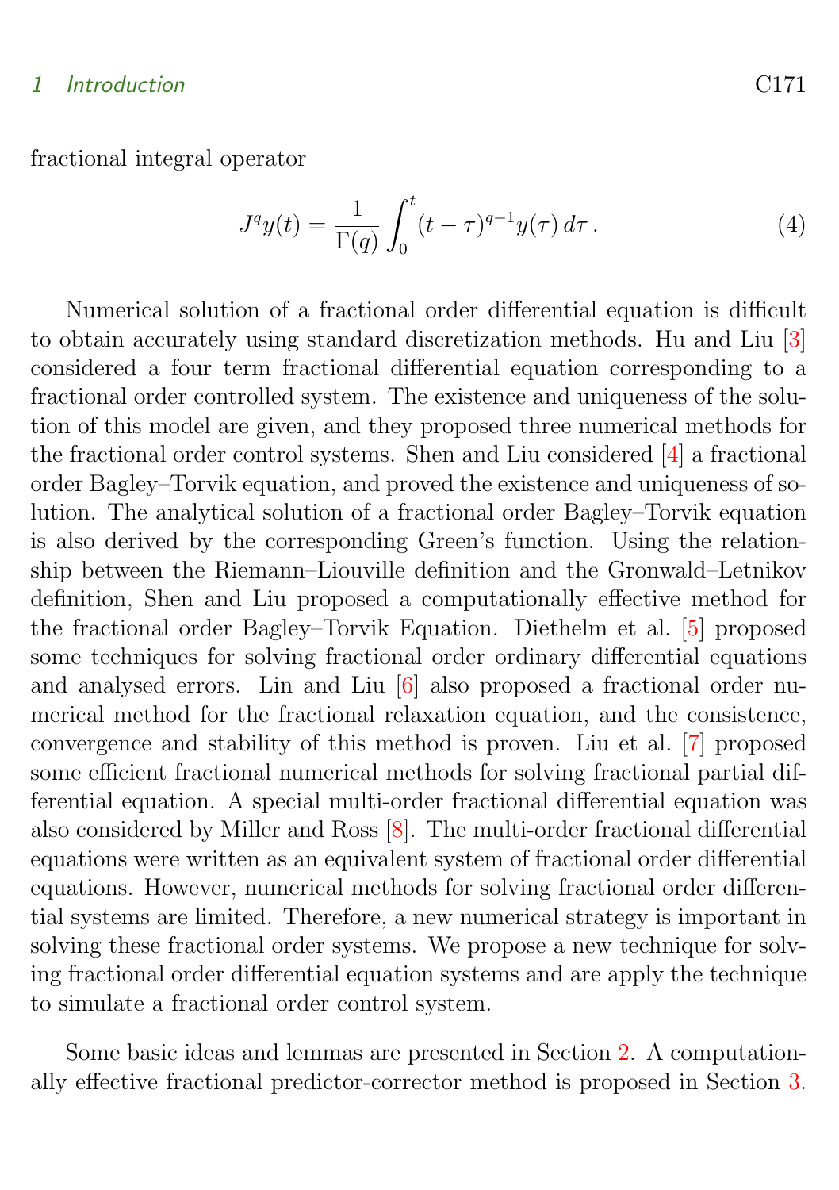fractional integral operator

$$J^q y(t) = \frac{1}{\Gamma(q)} \int_0^t (t-\tau)^{q-1} y(\tau)\, d\tau\,. \tag{4}$$

Numerical solution of a fractional order differential equation is difficult to obtain accurately using standard discretization methods. Hu and Liu [3] considered a four term fractional differential equation corresponding to a fractional order controlled system. The existence and uniqueness of the solution of this model are given, and they proposed three numerical methods for the fractional order control systems. Shen and Liu considered [4] a fractional order Bagley–Torvik equation, and proved the existence and uniqueness of solution. The analytical solution of a fractional order Bagley–Torvik equation is also derived by the corresponding Green's function. Using the relationship between the Riemann–Liouville definition and the Gronwald–Letnikov definition, Shen and Liu proposed a computationally effective method for the fractional order Bagley–Torvik Equation. Diethelm et al. [5] proposed some techniques for solving fractional order ordinary differential equations and analysed errors. Lin and Liu [6] also proposed a fractional order numerical method for the fractional relaxation equation, and the consistence, convergence and stability of this method is proven. Liu et al. [7] proposed some efficient fractional numerical methods for solving fractional partial differential equation. A special multi-order fractional differential equation was also considered by Miller and Ross [8]. The multi-order fractional differential equations were written as an equivalent system of fractional order differential equations. However, numerical methods for solving fractional order differential systems are limited. Therefore, a new numerical strategy is important in solving these fractional order systems. We propose a new technique for solving fractional order differential equation systems and are apply the technique to simulate a fractional order control system.

Some basic ideas and lemmas are presented in Section 2. A computationally effective fractional predictor-corrector method is proposed in Section 3.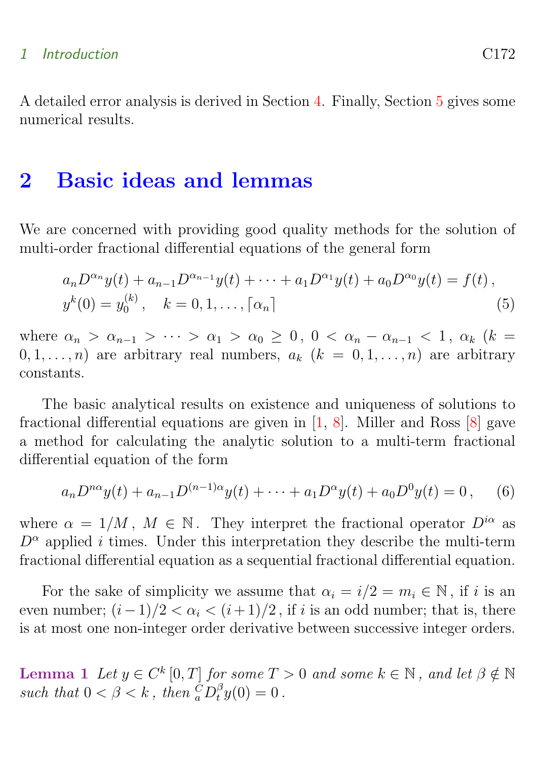A detailed error analysis is derived in Section 4. Finally, Section 5 gives some numerical results.

## 2 Basic ideas and lemmas

We are concerned with providing good quality methods for the solution of multi-order fractional differential equations of the general form

$$
\begin{aligned}
&a_n D^{\alpha_n} y(t) + a_{n-1} D^{\alpha_{n-1}} y(t) + \cdots + a_1 D^{\alpha_1} y(t) + a_0 D^{\alpha_0} y(t) = f(t)\,, \\
&y^k(0) = y_0^{(k)}\,, \quad k = 0, 1, \ldots, \lceil \alpha_n \rceil
\end{aligned} \tag{5}
$$

where $\alpha_n > \alpha_{n-1} > \cdots > \alpha_1 > \alpha_0 \geq 0$, $0 < \alpha_n - \alpha_{n-1} < 1$, $\alpha_k$ ($k = 0, 1, \ldots, n$) are arbitrary real numbers, $a_k$ ($k = 0, 1, \ldots, n$) are arbitrary constants.

The basic analytical results on existence and uniqueness of solutions to fractional differential equations are given in [1, 8]. Miller and Ross [8] gave a method for calculating the analytic solution to a multi-term fractional differential equation of the form

$$
a_n D^{n\alpha} y(t) + a_{n-1} D^{(n-1)\alpha} y(t) + \cdots + a_1 D^{\alpha} y(t) + a_0 D^0 y(t) = 0\,, \tag{6}
$$

where $\alpha = 1/M$, $M \in \mathbb{N}$. They interpret the fractional operator $D^{i\alpha}$ as $D^{\alpha}$ applied $i$ times. Under this interpretation they describe the multi-term fractional differential equation as a sequential fractional differential equation.

For the sake of simplicity we assume that $\alpha_i = i/2 = m_i \in \mathbb{N}$, if $i$ is an even number; $(i-1)/2 < \alpha_i < (i+1)/2$, if $i$ is an odd number; that is, there is at most one non-integer order derivative between successive integer orders.

**Lemma 1** *Let $y \in C^k[0, T]$ for some $T > 0$ and some $k \in \mathbb{N}$, and let $\beta \notin \mathbb{N}$ such that $0 < \beta < k$, then ${}_a^C D_t^{\beta} y(0) = 0$.*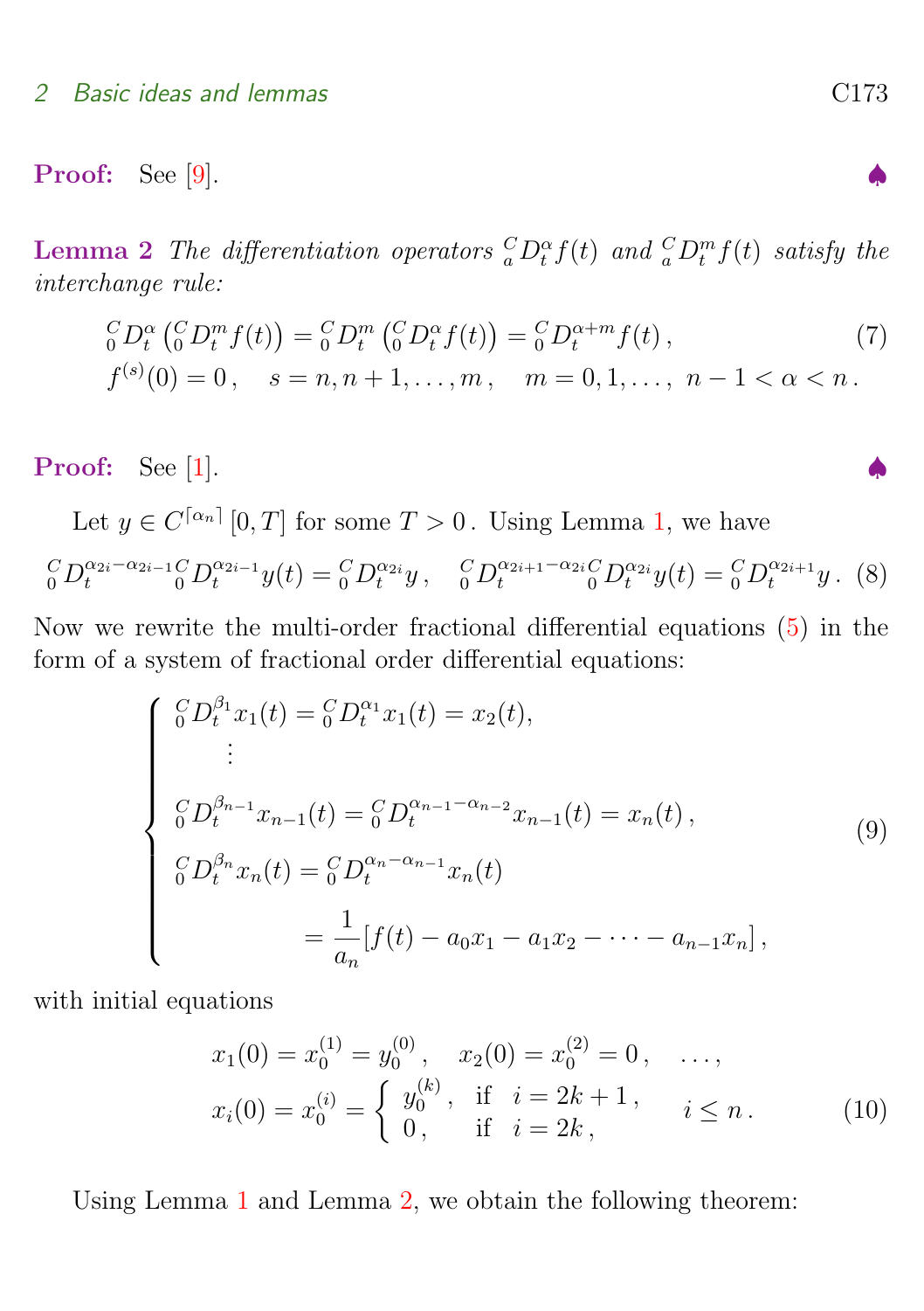**Proof:** See [9]. ♠

**Lemma 2** *The differentiation operators ${}_a^C D_t^{\alpha} f(t)$ and ${}_a^C D_t^{m} f(t)$ satisfy the interchange rule:*

$$
\begin{aligned}
&{}_0^C D_t^{\alpha}\left({}_0^C D_t^{m} f(t)\right) = {}_0^C D_t^{m}\left({}_0^C D_t^{\alpha} f(t)\right) = {}_0^C D_t^{\alpha+m} f(t)\,, \qquad (7)\\
&f^{(s)}(0) = 0\,, \quad s = n, n+1, \ldots, m\,, \quad m = 0, 1, \ldots,\ n-1 < \alpha < n\,.
\end{aligned}
$$

**Proof:** See [1]. ♠

Let $y \in C^{\lceil \alpha_n \rceil}[0,T]$ for some $T > 0$. Using Lemma 1, we have

$$
{}_0^C D_t^{\alpha_{2i}-\alpha_{2i-1}}\,{}_0^C D_t^{\alpha_{2i-1}} y(t) = {}_0^C D_t^{\alpha_{2i}} y\,, \quad {}_0^C D_t^{\alpha_{2i+1}-\alpha_{2i}}\,{}_0^C D_t^{\alpha_{2i}} y(t) = {}_0^C D_t^{\alpha_{2i+1}} y\,. \qquad (8)
$$

Now we rewrite the multi-order fractional differential equations (5) in the form of a system of fractional order differential equations:

$$
\begin{cases}
{}_0^C D_t^{\beta_1} x_1(t) = {}_0^C D_t^{\alpha_1} x_1(t) = x_2(t), \\
\qquad \vdots \\
{}_0^C D_t^{\beta_{n-1}} x_{n-1}(t) = {}_0^C D_t^{\alpha_{n-1}-\alpha_{n-2}} x_{n-1}(t) = x_n(t)\,, \\
{}_0^C D_t^{\beta_n} x_n(t) = {}_0^C D_t^{\alpha_n-\alpha_{n-1}} x_n(t) \\
\qquad\qquad = \dfrac{1}{a_n}[f(t) - a_0 x_1 - a_1 x_2 - \cdots - a_{n-1} x_n]\,,
\end{cases} \qquad (9)
$$

with initial equations

$$
\begin{aligned}
&x_1(0) = x_0^{(1)} = y_0^{(0)}\,, \quad x_2(0) = x_0^{(2)} = 0\,, \quad \ldots, \\
&x_i(0) = x_0^{(i)} = \begin{cases} y_0^{(k)}\,, & \text{if} \quad i = 2k+1\,, \\ 0\,, & \text{if} \quad i = 2k\,, \end{cases} \qquad i \leq n\,.
\end{aligned} \qquad (10)
$$

Using Lemma 1 and Lemma 2, we obtain the following theorem: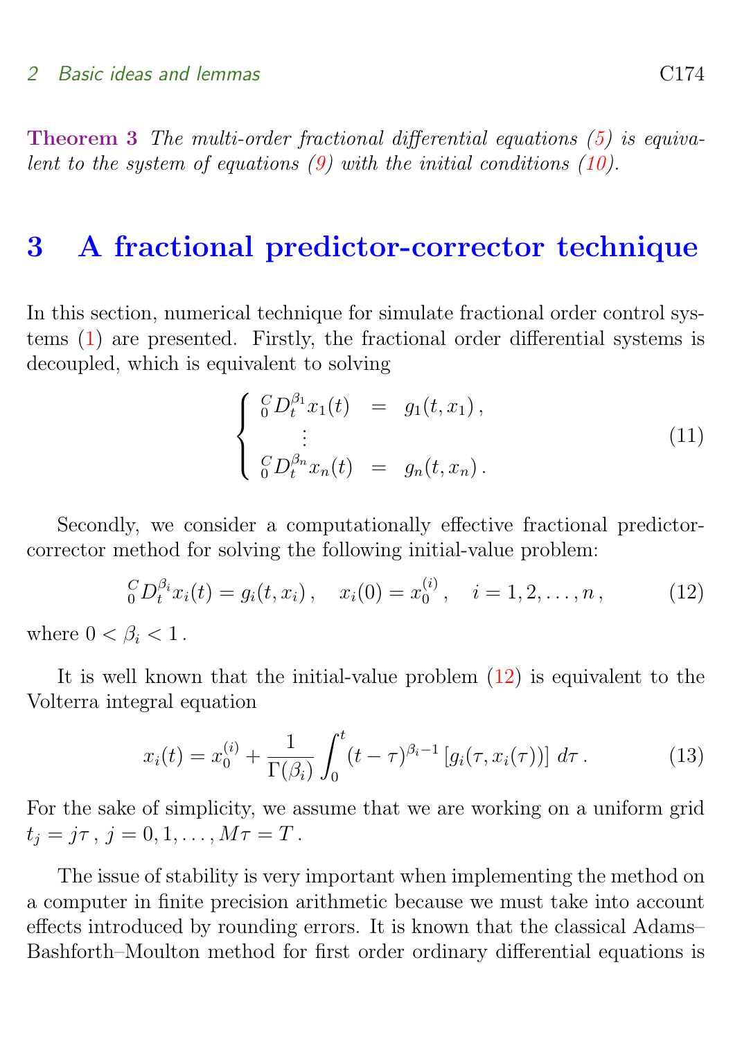**Theorem 3** *The multi-order fractional differential equations (5) is equivalent to the system of equations (9) with the initial conditions (10).*

# 3 A fractional predictor-corrector technique

In this section, numerical technique for simulate fractional order control systems (1) are presented. Firstly, the fractional order differential systems is decoupled, which is equivalent to solving

$$\left\{ \begin{array}{rcl} {}_0^C D_t^{\beta_1} x_1(t) & = & g_1(t, x_1)\,, \\ \vdots & & \\ {}_0^C D_t^{\beta_n} x_n(t) & = & g_n(t, x_n)\,. \end{array} \right. \tag{11}$$

Secondly, we consider a computationally effective fractional predictor-corrector method for solving the following initial-value problem:

$${}_0^C D_t^{\beta_i} x_i(t) = g_i(t, x_i)\,, \quad x_i(0) = x_0^{(i)}\,, \quad i = 1, 2, \ldots, n\,, \tag{12}$$

where $0 < \beta_i < 1$.

It is well known that the initial-value problem (12) is equivalent to the Volterra integral equation

$$x_i(t) = x_0^{(i)} + \frac{1}{\Gamma(\beta_i)} \int_0^t (t - \tau)^{\beta_i - 1} \left[ g_i(\tau, x_i(\tau)) \right] d\tau\,. \tag{13}$$

For the sake of simplicity, we assume that we are working on a uniform grid $t_j = j\tau$, $j = 0, 1, \ldots, M\tau = T$.

The issue of stability is very important when implementing the method on a computer in finite precision arithmetic because we must take into account effects introduced by rounding errors. It is known that the classical Adams–Bashforth–Moulton method for first order ordinary differential equations is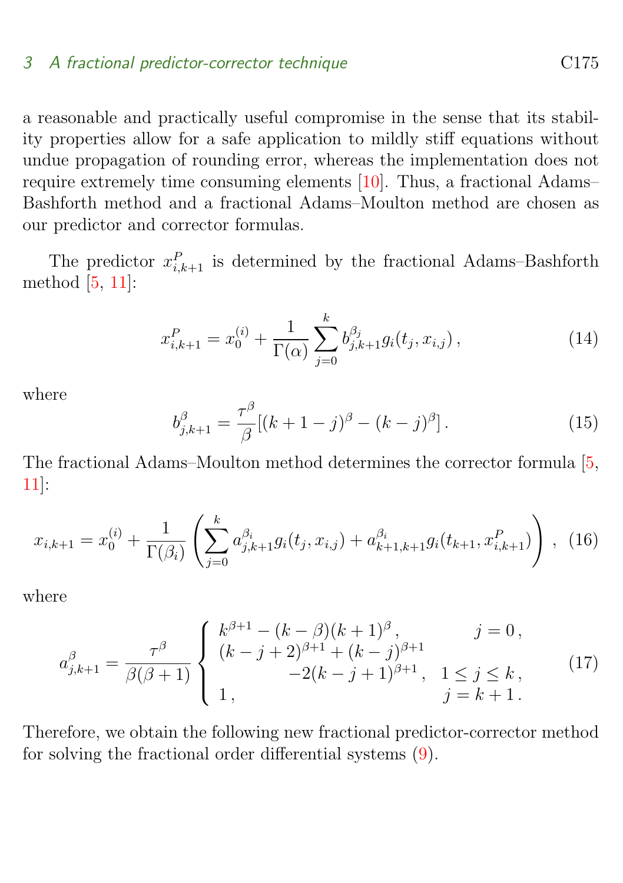a reasonable and practically useful compromise in the sense that its stability properties allow for a safe application to mildly stiff equations without undue propagation of rounding error, whereas the implementation does not require extremely time consuming elements [10]. Thus, a fractional Adams–Bashforth method and a fractional Adams–Moulton method are chosen as our predictor and corrector formulas.

The predictor $x^P_{i,k+1}$ is determined by the fractional Adams–Bashforth method [5, 11]:

$$x^P_{i,k+1} = x_0^{(i)} + \frac{1}{\Gamma(\alpha)} \sum_{j=0}^{k} b^{\beta_j}_{j,k+1} g_i(t_j, x_{i,j}) \,, \tag{14}$$

where

$$b^{\beta}_{j,k+1} = \frac{\tau^\beta}{\beta}[(k+1-j)^\beta - (k-j)^\beta] \,. \tag{15}$$

The fractional Adams–Moulton method determines the corrector formula [5, 11]:

$$x_{i,k+1} = x_0^{(i)} + \frac{1}{\Gamma(\beta_i)} \left( \sum_{j=0}^{k} a^{\beta_i}_{j,k+1} g_i(t_j, x_{i,j}) + a^{\beta_i}_{k+1,k+1} g_i(t_{k+1}, x^P_{i,k+1}) \right) \,, \tag{16}$$

where

$$a^{\beta}_{j,k+1} = \frac{\tau^\beta}{\beta(\beta+1)} \begin{cases} k^{\beta+1} - (k-\beta)(k+1)^\beta \,, & j = 0 \,, \\ (k-j+2)^{\beta+1} + (k-j)^{\beta+1} & \\ \qquad\qquad -2(k-j+1)^{\beta+1} \,, & 1 \le j \le k \,, \\ 1 \,, & j = k+1 \,. \end{cases} \tag{17}$$

Therefore, we obtain the following new fractional predictor-corrector method for solving the fractional order differential systems (9).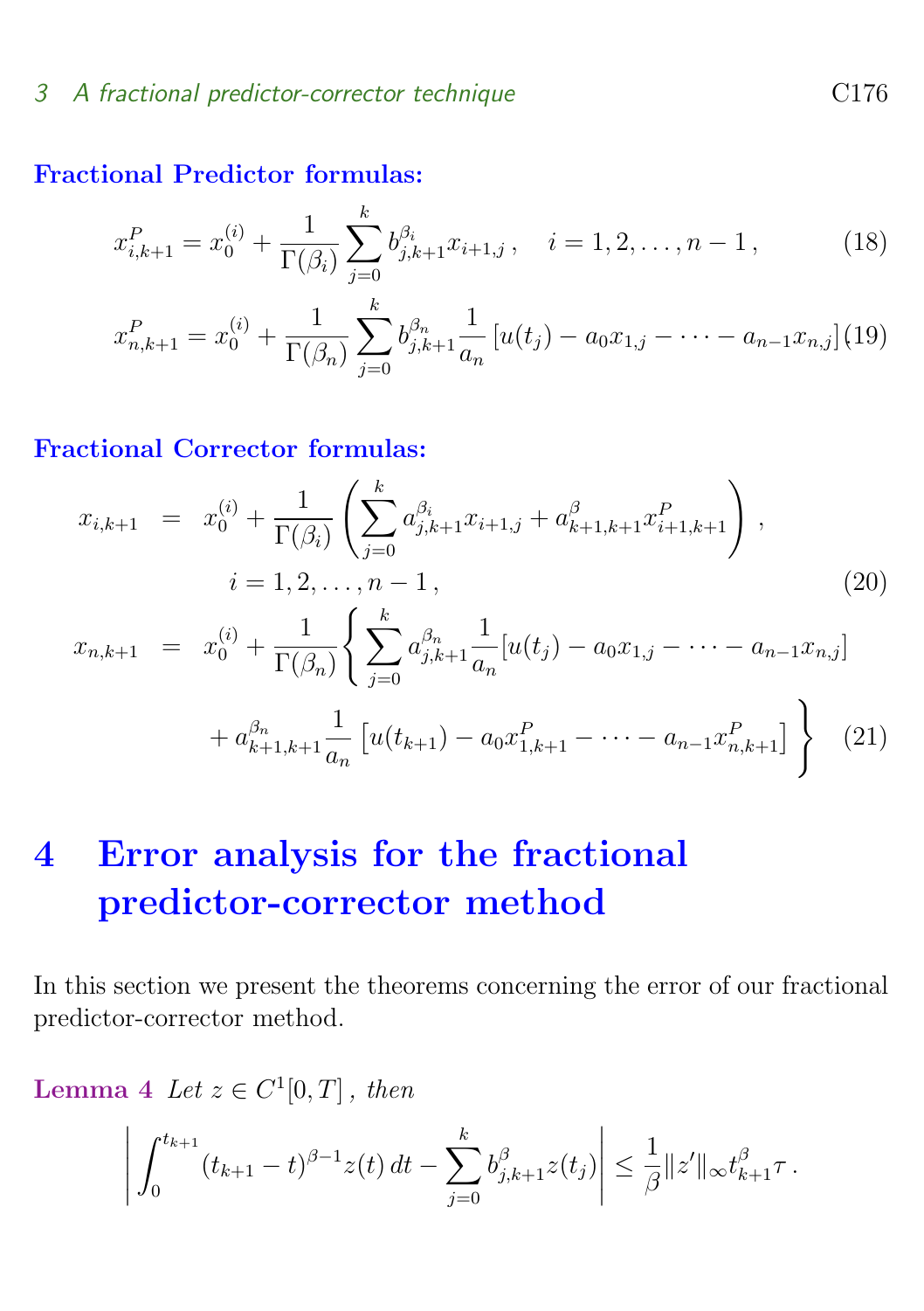**Fractional Predictor formulas:**

$$x_{i,k+1}^P = x_0^{(i)} + \frac{1}{\Gamma(\beta_i)} \sum_{j=0}^{k} b_{j,k+1}^{\beta_i} x_{i+1,j}\,, \quad i = 1, 2, \ldots, n-1\,, \tag{18}$$

$$x_{n,k+1}^P = x_0^{(i)} + \frac{1}{\Gamma(\beta_n)} \sum_{j=0}^{k} b_{j,k+1}^{\beta_n} \frac{1}{a_n} \left[ u(t_j) - a_0 x_{1,j} - \cdots - a_{n-1} x_{n,j} \right]. \tag{19}$$

**Fractional Corrector formulas:**

$$x_{i,k+1} = x_0^{(i)} + \frac{1}{\Gamma(\beta_i)} \left( \sum_{j=0}^{k} a_{j,k+1}^{\beta_i} x_{i+1,j} + a_{k+1,k+1}^{\beta} x_{i+1,k+1}^P \right), \quad i = 1, 2, \ldots, n-1\,, \tag{20}$$

$$x_{n,k+1} = x_0^{(i)} + \frac{1}{\Gamma(\beta_n)} \left\{ \sum_{j=0}^{k} a_{j,k+1}^{\beta_n} \frac{1}{a_n} [u(t_j) - a_0 x_{1,j} - \cdots - a_{n-1} x_{n,j}] + a_{k+1,k+1}^{\beta_n} \frac{1}{a_n} \left[ u(t_{k+1}) - a_0 x_{1,k+1}^P - \cdots - a_{n-1} x_{n,k+1}^P \right] \right\} \tag{21}$$

# 4 Error analysis for the fractional predictor-corrector method

In this section we present the theorems concerning the error of our fractional predictor-corrector method.

**Lemma 4** *Let $z \in C^1[0,T]$, then*

$$\left| \int_0^{t_{k+1}} (t_{k+1} - t)^{\beta - 1} z(t)\, dt - \sum_{j=0}^{k} b_{j,k+1}^{\beta} z(t_j) \right| \leq \frac{1}{\beta} \|z'\|_\infty t_{k+1}^{\beta} \tau\,.$$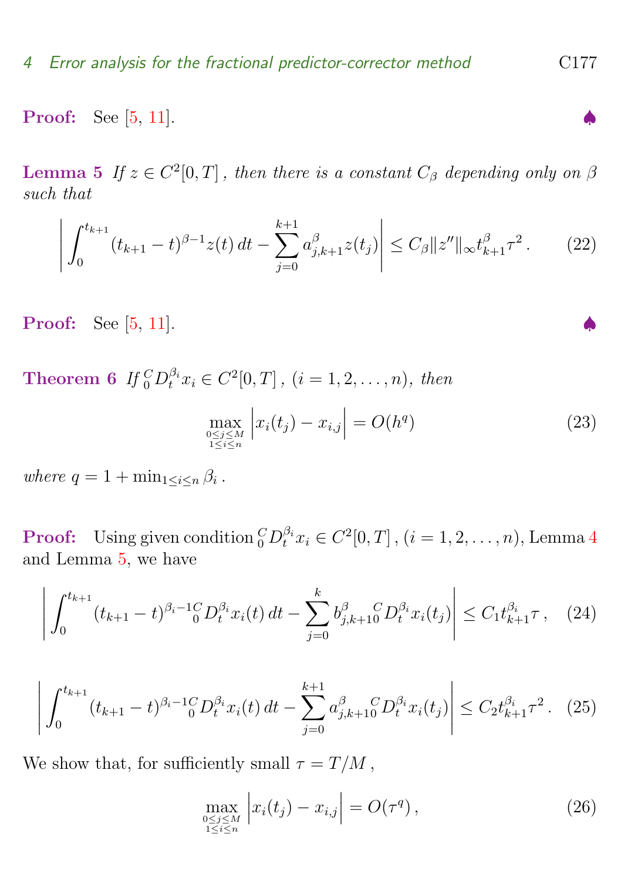**Proof:** See [5, 11]. ♠

**Lemma 5** *If $z \in C^2[0,T]$, then there is a constant $C_\beta$ depending only on $\beta$ such that*

$$\left| \int_0^{t_{k+1}} (t_{k+1}-t)^{\beta-1} z(t)\,dt - \sum_{j=0}^{k+1} a_{j,k+1}^{\beta} z(t_j) \right| \le C_\beta \|z''\|_\infty t_{k+1}^{\beta} \tau^2 \,. \tag{22}$$

**Proof:** See [5, 11]. ♠

**Theorem 6** *If ${}_0^C D_t^{\beta_i} x_i \in C^2[0,T]$, $(i = 1, 2, \ldots, n)$, then*

$$\max_{\substack{0\le j\le M \\ 1\le i\le n}} \left| x_i(t_j) - x_{i,j} \right| = O(h^q) \tag{23}$$

*where $q = 1 + \min_{1\le i\le n} \beta_i$.*

**Proof:** Using given condition ${}_0^C D_t^{\beta_i} x_i \in C^2[0,T]$, $(i = 1, 2, \ldots, n)$, Lemma 4 and Lemma 5, we have

$$\left| \int_0^{t_{k+1}} (t_{k+1}-t)^{\beta_i-1} {}_0^C D_t^{\beta_i} x_i(t)\,dt - \sum_{j=0}^{k} b_{j,k+1}^{\beta} {}_0^C D_t^{\beta_i} x_i(t_j) \right| \le C_1 t_{k+1}^{\beta_i} \tau \,, \tag{24}$$

$$\left| \int_0^{t_{k+1}} (t_{k+1}-t)^{\beta_i-1} {}_0^C D_t^{\beta_i} x_i(t)\,dt - \sum_{j=0}^{k+1} a_{j,k+1}^{\beta} {}_0^C D_t^{\beta_i} x_i(t_j) \right| \le C_2 t_{k+1}^{\beta_i} \tau^2 \,. \tag{25}$$

We show that, for sufficiently small $\tau = T/M$,

$$\max_{\substack{0\le j\le M \\ 1\le i\le n}} \left| x_i(t_j) - x_{i,j} \right| = O(\tau^q) \,, \tag{26}$$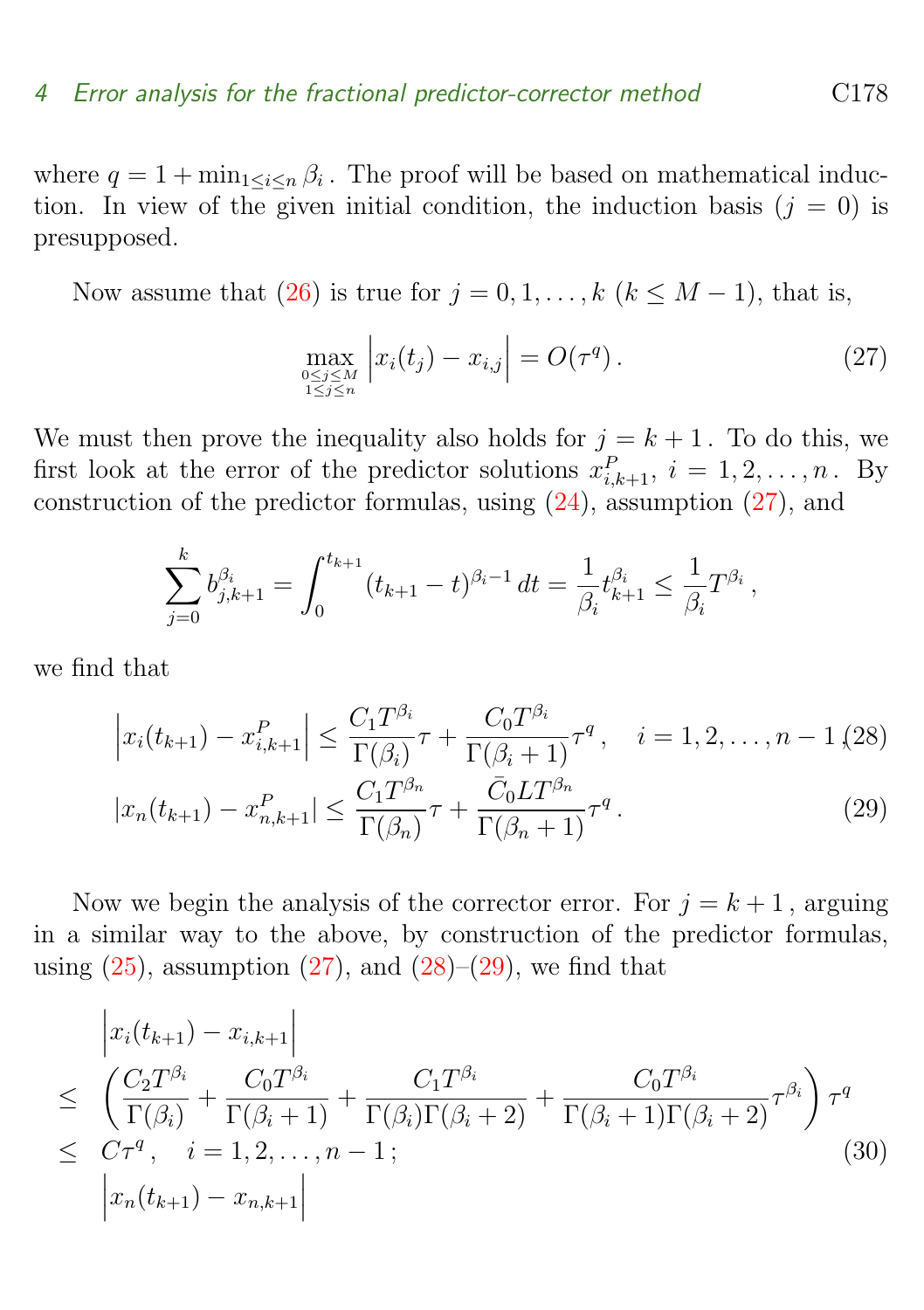where $q = 1 + \min_{1\le i\le n} \beta_i$ . The proof will be based on mathematical induction. In view of the given initial condition, the induction basis ($j = 0$) is presupposed.

Now assume that (26) is true for $j = 0, 1, \ldots, k$ ($k \le M - 1$), that is,

$$\max_{\substack{0\le j\le M\\1\le j\le n}} \left| x_i(t_j) - x_{i,j} \right| = O(\tau^q)\,. \tag{27}$$

We must then prove the inequality also holds for $j = k+1$ . To do this, we first look at the error of the predictor solutions $x^P_{i,k+1}$, $i = 1, 2, \ldots, n$ . By construction of the predictor formulas, using (24), assumption (27), and

$$\sum_{j=0}^{k} b^{\beta_i}_{j,k+1} = \int_0^{t_{k+1}} (t_{k+1} - t)^{\beta_i - 1}\, dt = \frac{1}{\beta_i} t^{\beta_i}_{k+1} \le \frac{1}{\beta_i} T^{\beta_i}\,,$$

we find that

$$\left| x_i(t_{k+1}) - x^P_{i,k+1} \right| \le \frac{C_1 T^{\beta_i}}{\Gamma(\beta_i)}\tau + \frac{C_0 T^{\beta_i}}{\Gamma(\beta_i+1)}\tau^q\,, \quad i = 1, 2, \ldots, n-1\,, \tag{28}$$

$$|x_n(t_{k+1}) - x^P_{n,k+1}| \le \frac{C_1 T^{\beta_n}}{\Gamma(\beta_n)}\tau + \frac{\bar{C}_0 L T^{\beta_n}}{\Gamma(\beta_n+1)}\tau^q\,. \tag{29}$$

Now we begin the analysis of the corrector error. For $j = k+1$ , arguing in a similar way to the above, by construction of the predictor formulas, using (25), assumption (27), and (28)–(29), we find that

$$\begin{aligned}
&\left| x_i(t_{k+1}) - x_{i,k+1} \right| \\
\le\ & \left( \frac{C_2 T^{\beta_i}}{\Gamma(\beta_i)} + \frac{C_0 T^{\beta_i}}{\Gamma(\beta_i+1)} + \frac{C_1 T^{\beta_i}}{\Gamma(\beta_i)\Gamma(\beta_i+2)} + \frac{C_0 T^{\beta_i}}{\Gamma(\beta_i+1)\Gamma(\beta_i+2)}\tau^{\beta_i} \right)\tau^q \\
\le\ & C\tau^q\,, \quad i = 1, 2, \ldots, n-1\,;
\end{aligned} \tag{30}$$

$$\left| x_n(t_{k+1}) - x_{n,k+1} \right|$$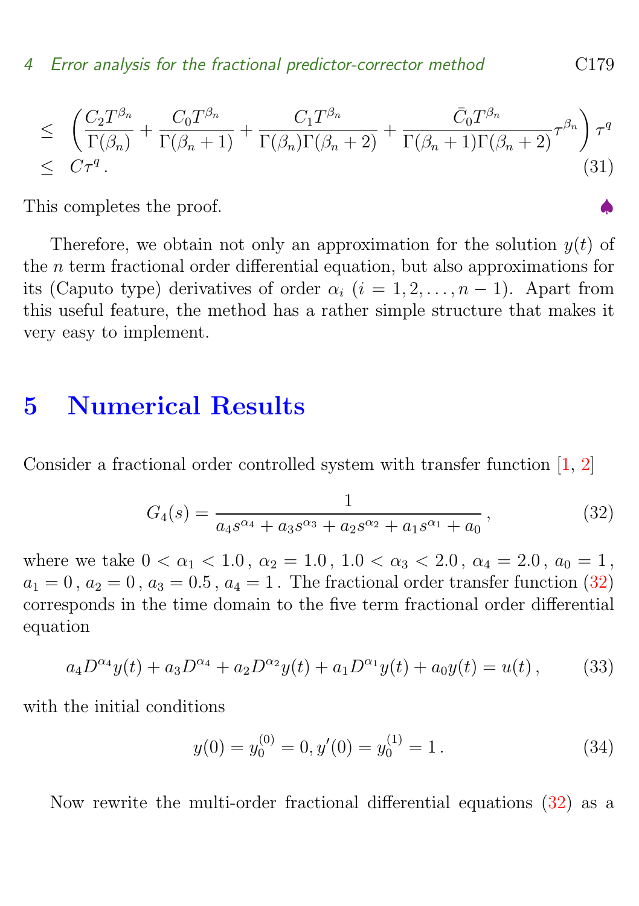$$
\begin{aligned}
&\leq \left( \frac{C_2 T^{\beta_n}}{\Gamma(\beta_n)} + \frac{C_0 T^{\beta_n}}{\Gamma(\beta_n+1)} + \frac{C_1 T^{\beta_n}}{\Gamma(\beta_n)\Gamma(\beta_n+2)} + \frac{\bar{C}_0 T^{\beta_n}}{\Gamma(\beta_n+1)\Gamma(\beta_n+2)} \tau^{\beta_n} \right) \tau^q \\
&\leq C\tau^q \,. \qquad (31)
\end{aligned}
$$

This completes the proof. ♠

Therefore, we obtain not only an approximation for the solution $y(t)$ of the $n$ term fractional order differential equation, but also approximations for its (Caputo type) derivatives of order $\alpha_i$ $(i = 1, 2, \ldots, n-1)$. Apart from this useful feature, the method has a rather simple structure that makes it very easy to implement.

# 5 Numerical Results

Consider a fractional order controlled system with transfer function [1, 2]

$$
G_4(s) = \frac{1}{a_4 s^{\alpha_4} + a_3 s^{\alpha_3} + a_2 s^{\alpha_2} + a_1 s^{\alpha_1} + a_0} \,, \qquad (32)
$$

where we take $0 < \alpha_1 < 1.0$, $\alpha_2 = 1.0$, $1.0 < \alpha_3 < 2.0$, $\alpha_4 = 2.0$, $a_0 = 1$, $a_1 = 0$, $a_2 = 0$, $a_3 = 0.5$, $a_4 = 1$. The fractional order transfer function (32) corresponds in the time domain to the five term fractional order differential equation

$$
a_4 D^{\alpha_4} y(t) + a_3 D^{\alpha_4} + a_2 D^{\alpha_2} y(t) + a_1 D^{\alpha_1} y(t) + a_0 y(t) = u(t) \,, \qquad (33)
$$

with the initial conditions

$$
y(0) = y_0^{(0)} = 0, y'(0) = y_0^{(1)} = 1 \,. \qquad (34)
$$

Now rewrite the multi-order fractional differential equations (32) as a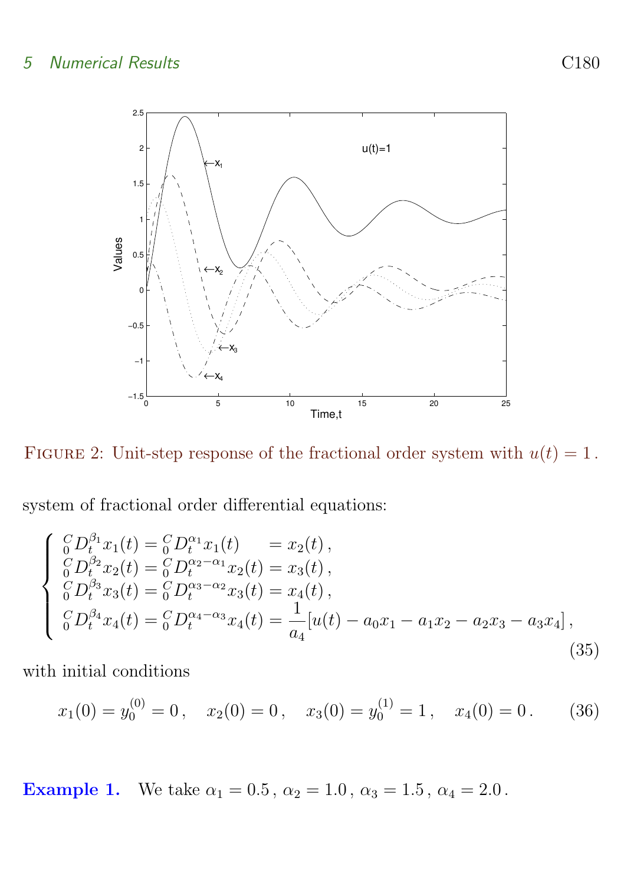FIGURE 2: Unit-step response of the fractional order system with $u(t) = 1$.

system of fractional order differential equations:

$$
\begin{cases}
{}_0^C D_t^{\beta_1} x_1(t) = {}_0^C D_t^{\alpha_1} x_1(t) \quad\;\; = x_2(t)\,, \\
{}_0^C D_t^{\beta_2} x_2(t) = {}_0^C D_t^{\alpha_2-\alpha_1} x_2(t) = x_3(t)\,, \\
{}_0^C D_t^{\beta_3} x_3(t) = {}_0^C D_t^{\alpha_3-\alpha_2} x_3(t) = x_4(t)\,, \\
{}_0^C D_t^{\beta_4} x_4(t) = {}_0^C D_t^{\alpha_4-\alpha_3} x_4(t) = \dfrac{1}{a_4}[u(t) - a_0 x_1 - a_1 x_2 - a_2 x_3 - a_3 x_4]\,,
\end{cases}
\tag{35}
$$

with initial conditions

$$
x_1(0) = y_0^{(0)} = 0\,, \quad x_2(0) = 0\,, \quad x_3(0) = y_0^{(1)} = 1\,, \quad x_4(0) = 0\,. \tag{36}
$$

**Example 1.** We take $\alpha_1 = 0.5$, $\alpha_2 = 1.0$, $\alpha_3 = 1.5$, $\alpha_4 = 2.0$.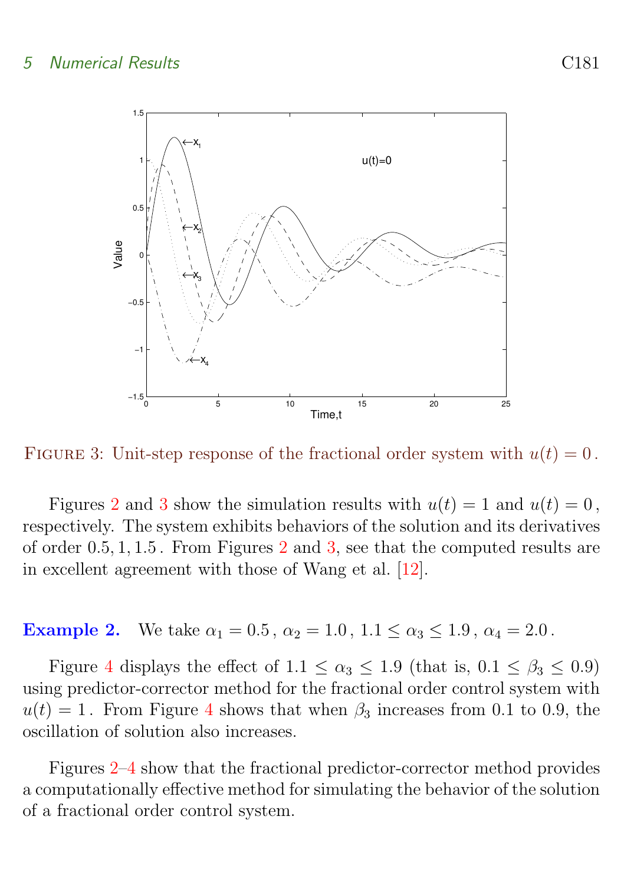FIGURE 3: Unit-step response of the fractional order system with $u(t) = 0$.

Figures 2 and 3 show the simulation results with $u(t) = 1$ and $u(t) = 0$, respectively. The system exhibits behaviors of the solution and its derivatives of order $0.5, 1, 1.5$. From Figures 2 and 3, see that the computed results are in excellent agreement with those of Wang et al. [12].

**Example 2.** We take $\alpha_1 = 0.5$, $\alpha_2 = 1.0$, $1.1 \leq \alpha_3 \leq 1.9$, $\alpha_4 = 2.0$.

Figure 4 displays the effect of $1.1 \leq \alpha_3 \leq 1.9$ (that is, $0.1 \leq \beta_3 \leq 0.9$) using predictor-corrector method for the fractional order control system with $u(t) = 1$. From Figure 4 shows that when $\beta_3$ increases from 0.1 to 0.9, the oscillation of solution also increases.

Figures 2–4 show that the fractional predictor-corrector method provides a computationally effective method for simulating the behavior of the solution of a fractional order control system.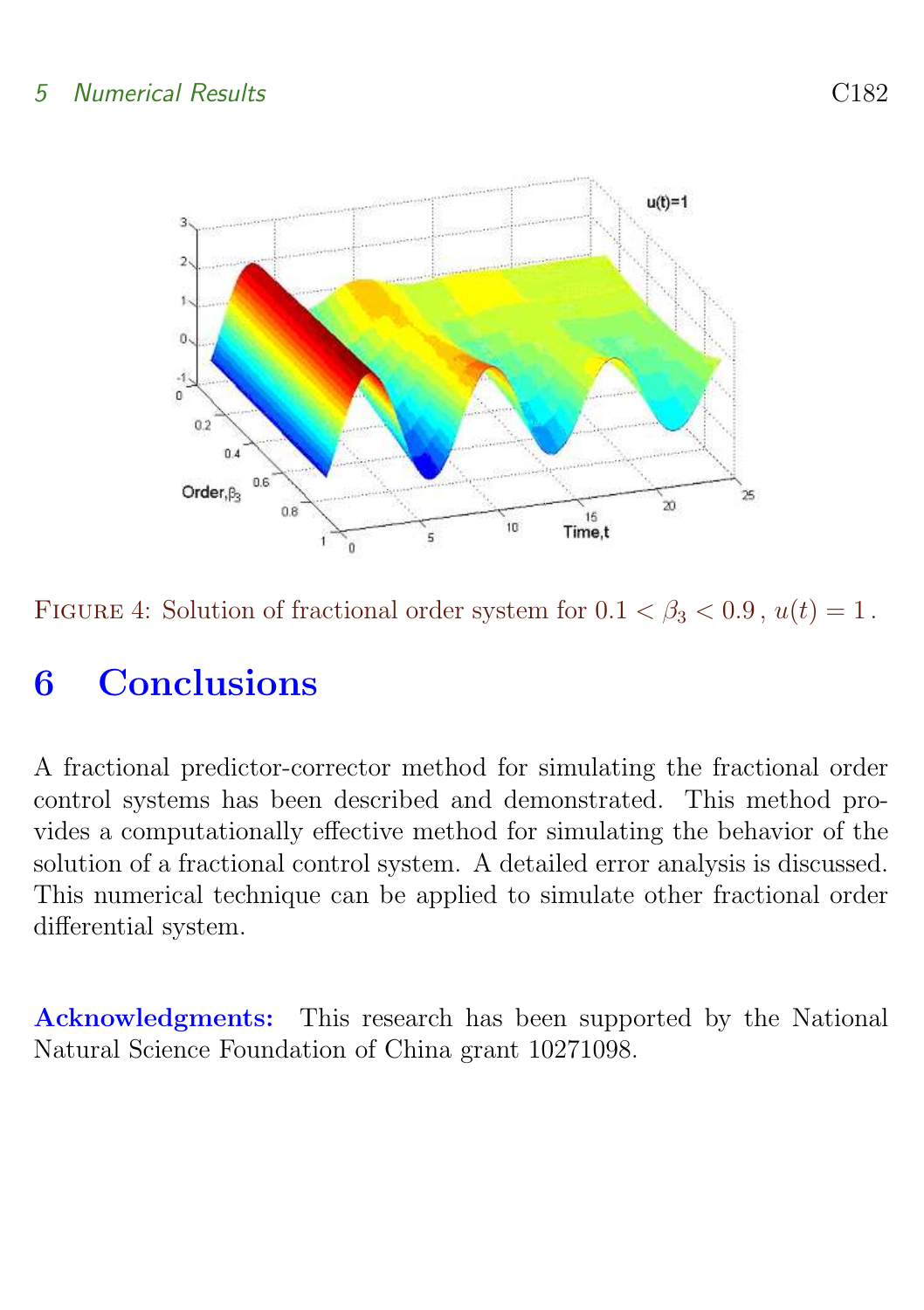Figure 4: Solution of fractional order system for $0.1 < \beta_3 < 0.9$ , $u(t) = 1$ .

## 6 Conclusions

A fractional predictor-corrector method for simulating the fractional order control systems has been described and demonstrated. This method provides a computationally effective method for simulating the behavior of the solution of a fractional control system. A detailed error analysis is discussed. This numerical technique can be applied to simulate other fractional order differential system.

**Acknowledgments:** This research has been supported by the National Natural Science Foundation of China grant 10271098.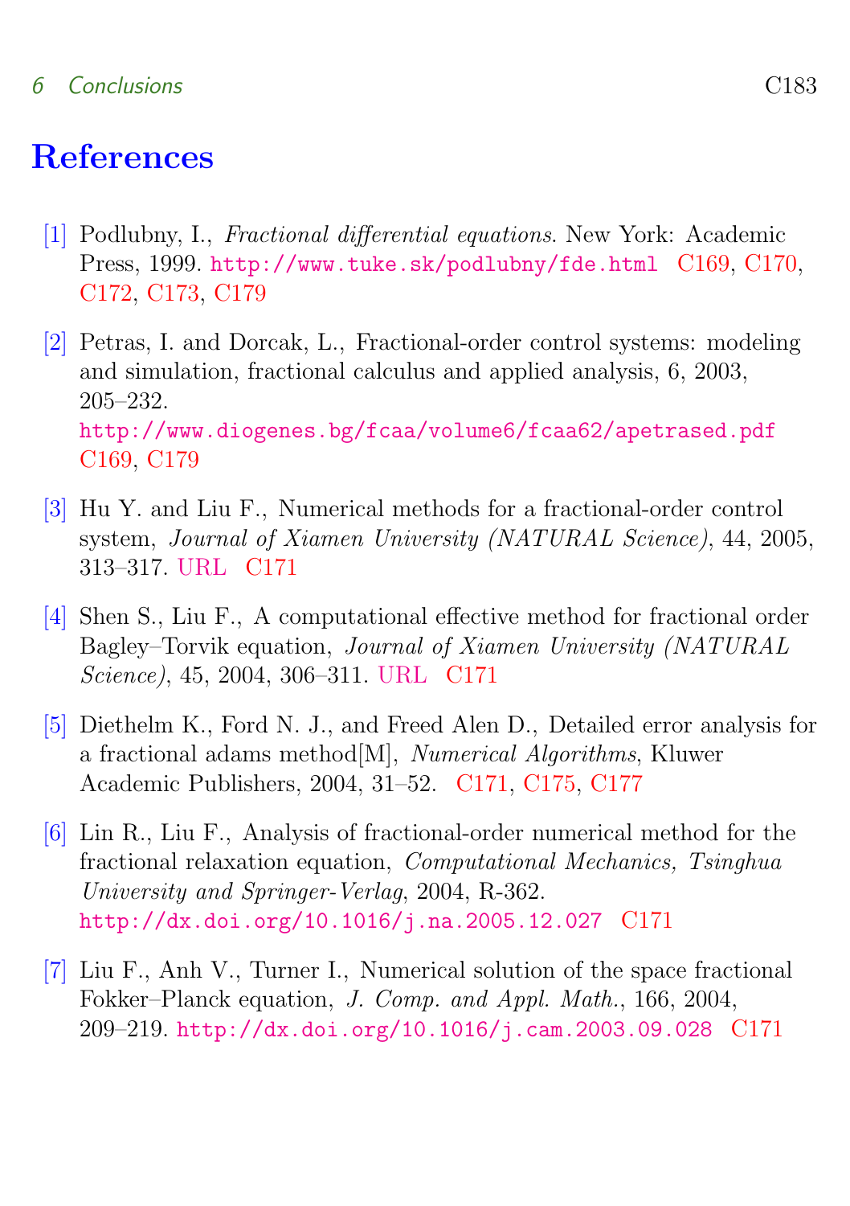# References

[1] Podlubny, I., *Fractional differential equations*. New York: Academic Press, 1999. http://www.tuke.sk/podlubny/fde.html C169, C170, C172, C173, C179

[2] Petras, I. and Dorcak, L., Fractional-order control systems: modeling and simulation, fractional calculus and applied analysis, 6, 2003, 205–232.
http://www.diogenes.bg/fcaa/volume6/fcaa62/apetrased.pdf C169, C179

[3] Hu Y. and Liu F., Numerical methods for a fractional-order control system, *Journal of Xiamen University (NATURAL Science)*, 44, 2005, 313–317. URL C171

[4] Shen S., Liu F., A computational effective method for fractional order Bagley–Torvik equation, *Journal of Xiamen University (NATURAL Science)*, 45, 2004, 306–311. URL C171

[5] Diethelm K., Ford N. J., and Freed Alen D., Detailed error analysis for a fractional adams method[M], *Numerical Algorithms*, Kluwer Academic Publishers, 2004, 31–52. C171, C175, C177

[6] Lin R., Liu F., Analysis of fractional-order numerical method for the fractional relaxation equation, *Computational Mechanics, Tsinghua University and Springer-Verlag*, 2004, R-362.
http://dx.doi.org/10.1016/j.na.2005.12.027 C171

[7] Liu F., Anh V., Turner I., Numerical solution of the space fractional Fokker–Planck equation, *J. Comp. and Appl. Math.*, 166, 2004, 209–219. http://dx.doi.org/10.1016/j.cam.2003.09.028 C171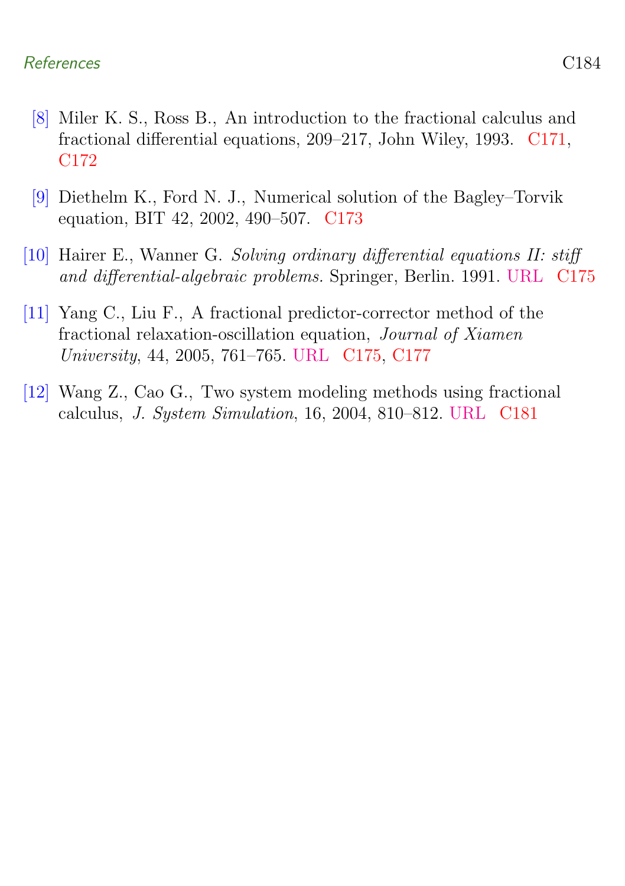[8] Miler K. S., Ross B., An introduction to the fractional calculus and fractional differential equations, 209–217, John Wiley, 1993. C171, C172

[9] Diethelm K., Ford N. J., Numerical solution of the Bagley–Torvik equation, BIT 42, 2002, 490–507. C173

[10] Hairer E., Wanner G. *Solving ordinary differential equations II: stiff and differential-algebraic problems.* Springer, Berlin. 1991. URL C175

[11] Yang C., Liu F., A fractional predictor-corrector method of the fractional relaxation-oscillation equation, *Journal of Xiamen University*, 44, 2005, 761–765. URL C175, C177

[12] Wang Z., Cao G., Two system modeling methods using fractional calculus, *J. System Simulation*, 16, 2004, 810–812. URL C181